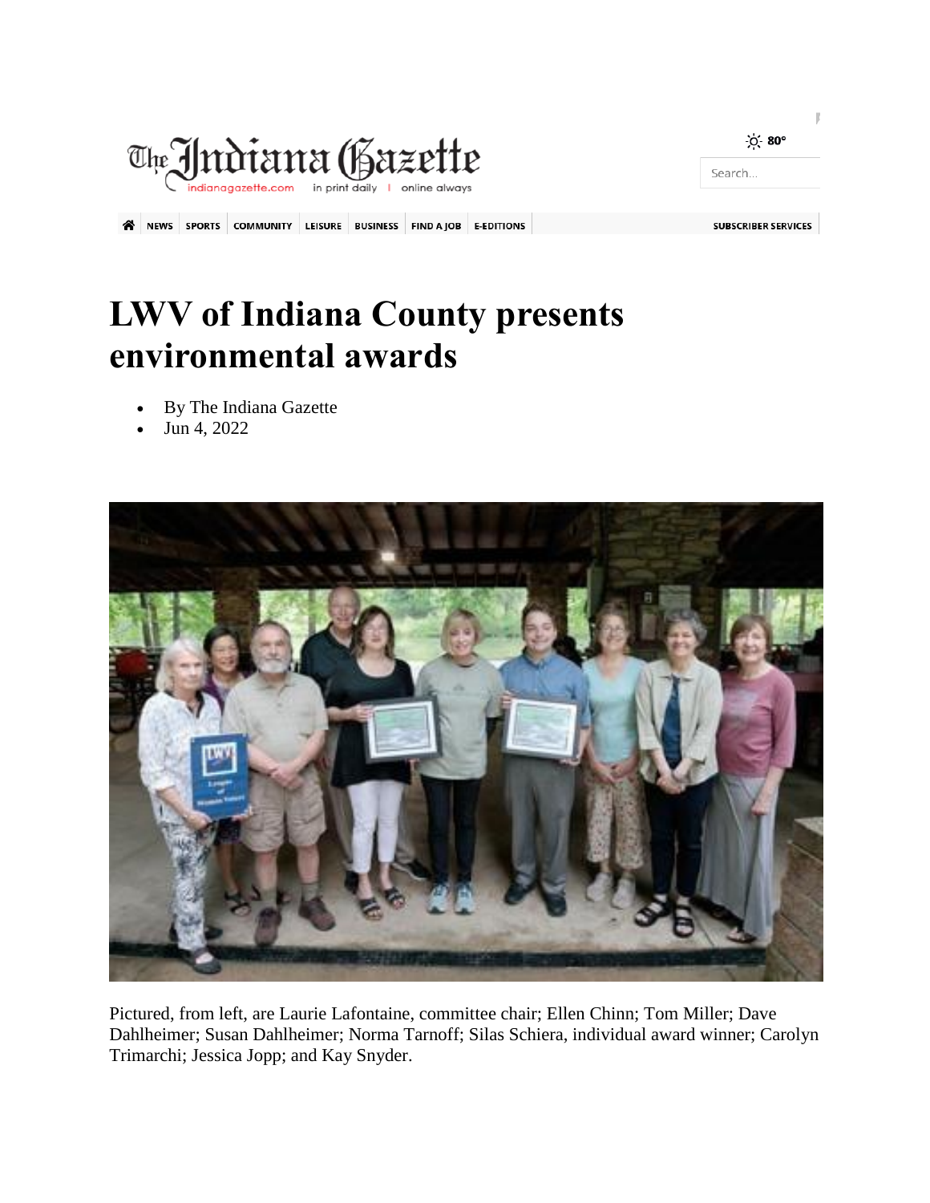# LWV of Indiana County presents environmental awards

- By The Indiana Gazette
- Jun 4, 2022

Pictured, from left, are Laurie Lafontaine, committee chair; Ellen Chinn; Tom Miller; Dave Dahlheimer; Susan Dahlheimer; Norma Tarnoff; Silas Schiera, individual award winner; Carolyn Trimarchi; Jessica Jopp; and Kay Snyder.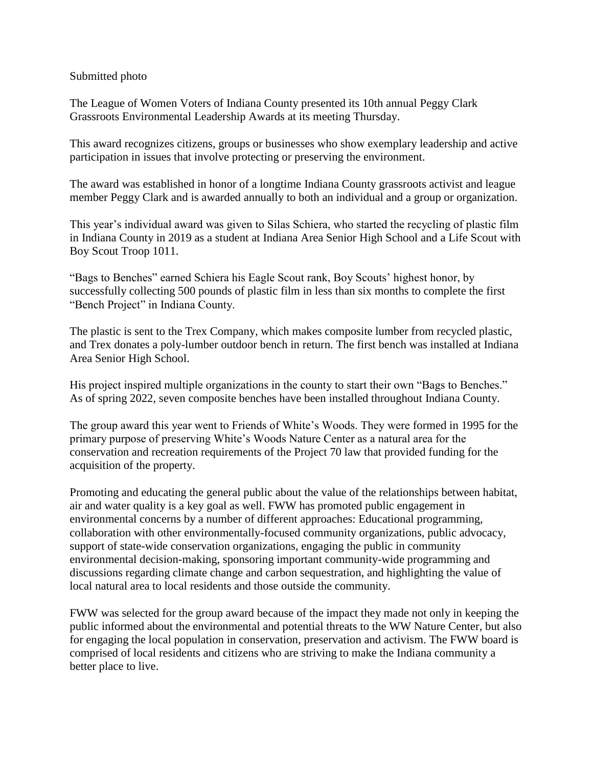Submitted photo

The League of Women Voters of Indiana County presented its 10th annual Peggy Clark Grassroots Environmental Leadership Awards at its meeting Thursday.

This award recognizes citizens, groups or businesses who show exemplary leadership and active participation in issues that involve protecting or preserving the environment.

The award was established in honor of a longtime Indiana County grassroots activist and league member Peggy Clark and is awarded annually to both an individual and a group or organization.

This year's individual award was given to Silas Schiera, who started the recycling of plastic film in Indiana County in 2019 as a student at Indiana Area Senior High School and a Life Scout with Boy Scout Troop 1011.

"Bags to Benches" earned Schiera his Eagle Scout rank, Boy Scouts' highest honor, by successfully collecting 500 pounds of plastic film in less than six months to complete the first "Bench Project" in Indiana County.

The plastic is sent to the Trex Company, which makes composite lumber from recycled plastic, and Trex donates a poly-lumber outdoor bench in return. The first bench was installed at Indiana Area Senior High School.

His project inspired multiple organizations in the county to start their own "Bags to Benches." As of spring 2022, seven composite benches have been installed throughout Indiana County.

The group award this year went to Friends of White's Woods. They were formed in 1995 for the primary purpose of preserving White's Woods Nature Center as a natural area for the conservation and recreation requirements of the Project 70 law that provided funding for the acquisition of the property.

Promoting and educating the general public about the value of the relationships between habitat, air and water quality is a key goal as well. FWW has promoted public engagement in environmental concerns by a number of different approaches: Educational programming, collaboration with other environmentally-focused community organizations, public advocacy, support of state-wide conservation organizations, engaging the public in community environmental decision-making, sponsoring important community-wide programming and discussions regarding climate change and carbon sequestration, and highlighting the value of local natural area to local residents and those outside the community.

FWW was selected for the group award because of the impact they made not only in keeping the public informed about the environmental and potential threats to the WW Nature Center, but also for engaging the local population in conservation, preservation and activism. The FWW board is comprised of local residents and citizens who are striving to make the Indiana community a better place to live.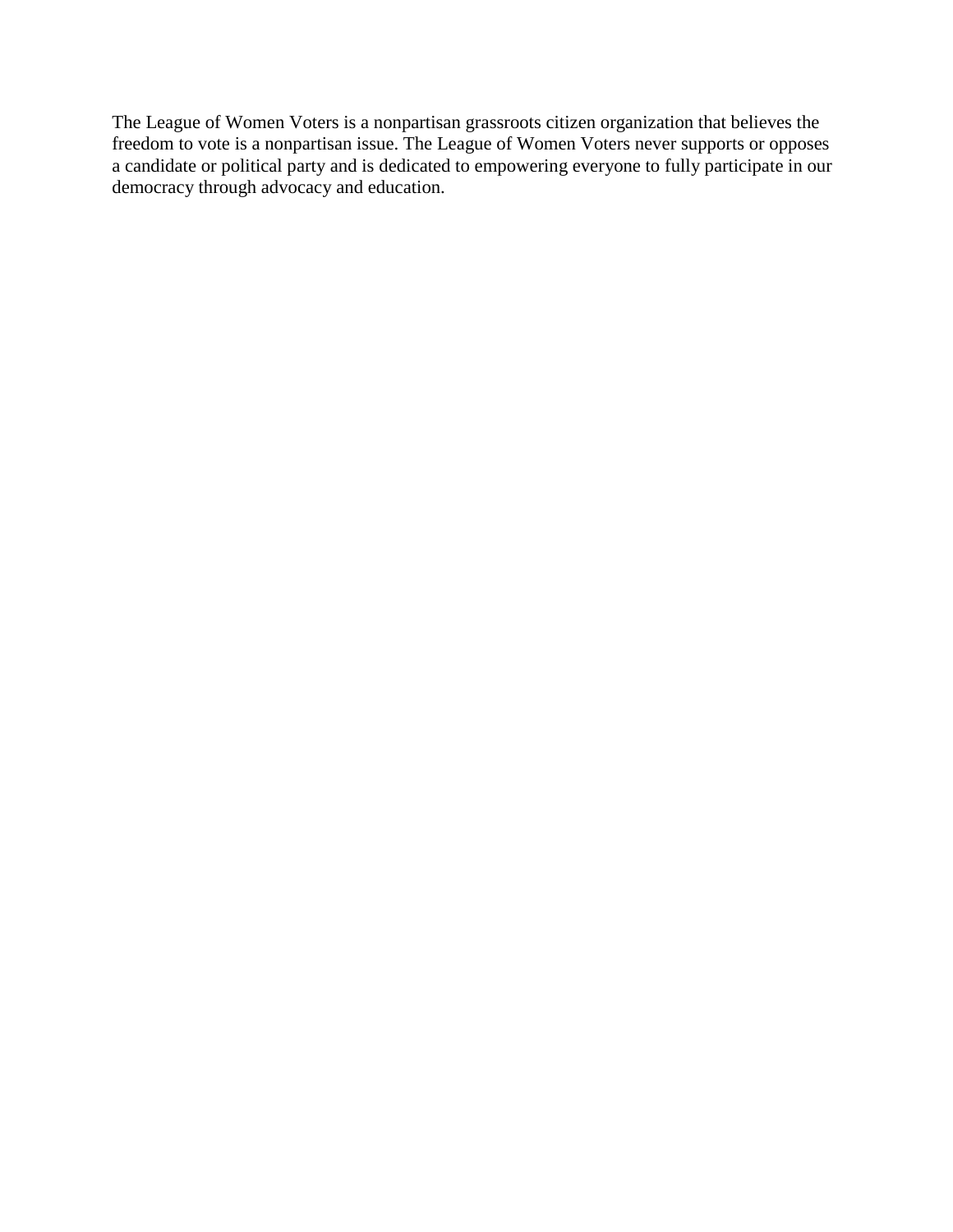The League of Women Voters is a nonpartisan grassroots citizen organization that believes the freedom to vote is a nonpartisan issue. The League of Women Voters never supports or opposes a candidate or political party and is dedicated to empowering everyone to fully participate in our democracy through advocacy and education.